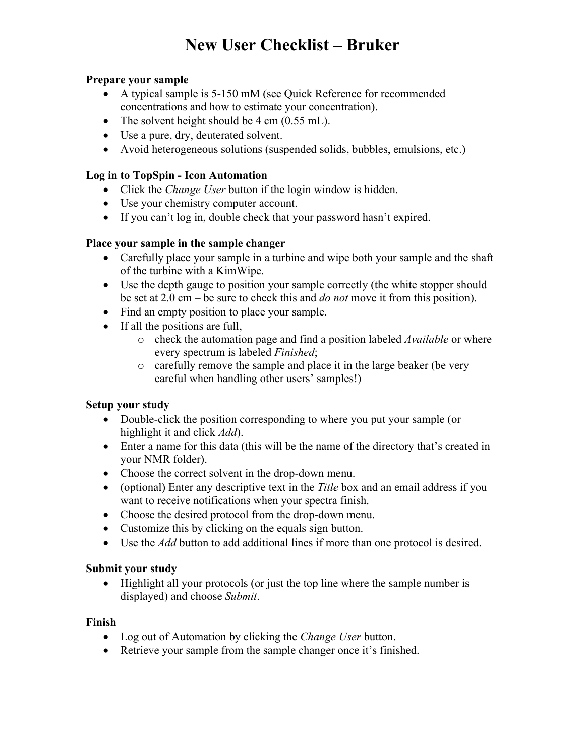# New User Checklist – Bruker

**Prepare your sample**

- A typical sample is 5-150 mM (see Quick Reference for recommended concentrations and how to estimate your concentration).
- The solvent height should be 4 cm (0.55 mL).
- Use a pure, dry, deuterated solvent.
- Avoid heterogeneous solutions (suspended solids, bubbles, emulsions, etc.)

**Log in to TopSpin - Icon Automation**

- Click the *Change User* button if the login window is hidden.
- Use your chemistry computer account.
- If you can't log in, double check that your password hasn't expired.

**Place your sample in the sample changer**

- Carefully place your sample in a turbine and wipe both your sample and the shaft of the turbine with a KimWipe.
- Use the depth gauge to position your sample correctly (the white stopper should be set at 2.0 cm – be sure to check this and *do not* move it from this position).
- Find an empty position to place your sample.
- If all the positions are full,
  - check the automation page and find a position labeled *Available* or where every spectrum is labeled *Finished*;
  - carefully remove the sample and place it in the large beaker (be very careful when handling other users' samples!)

**Setup your study**

- Double-click the position corresponding to where you put your sample (or highlight it and click *Add*).
- Enter a name for this data (this will be the name of the directory that's created in your NMR folder).
- Choose the correct solvent in the drop-down menu.
- (optional) Enter any descriptive text in the *Title* box and an email address if you want to receive notifications when your spectra finish.
- Choose the desired protocol from the drop-down menu.
- Customize this by clicking on the equals sign button.
- Use the *Add* button to add additional lines if more than one protocol is desired.

**Submit your study**

- Highlight all your protocols (or just the top line where the sample number is displayed) and choose *Submit*.

**Finish**

- Log out of Automation by clicking the *Change User* button.
- Retrieve your sample from the sample changer once it's finished.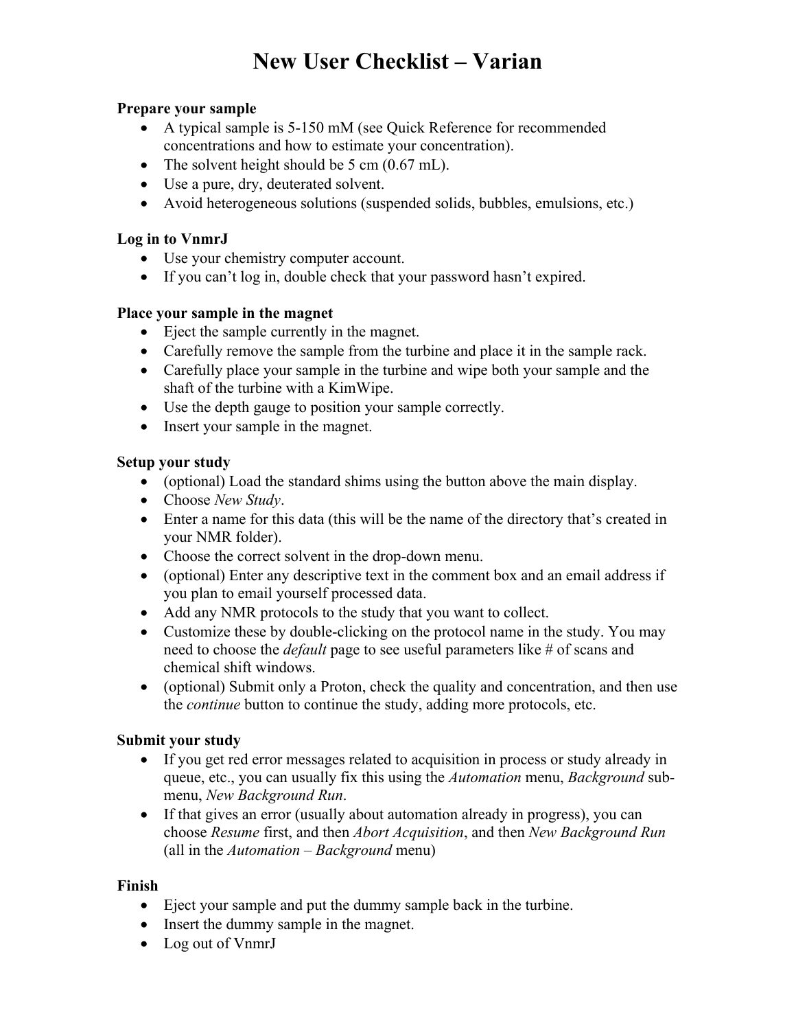# New User Checklist – Varian

**Prepare your sample**

- A typical sample is 5-150 mM (see Quick Reference for recommended concentrations and how to estimate your concentration).
- The solvent height should be 5 cm (0.67 mL).
- Use a pure, dry, deuterated solvent.
- Avoid heterogeneous solutions (suspended solids, bubbles, emulsions, etc.)

**Log in to VnmrJ**

- Use your chemistry computer account.
- If you can't log in, double check that your password hasn't expired.

**Place your sample in the magnet**

- Eject the sample currently in the magnet.
- Carefully remove the sample from the turbine and place it in the sample rack.
- Carefully place your sample in the turbine and wipe both your sample and the shaft of the turbine with a KimWipe.
- Use the depth gauge to position your sample correctly.
- Insert your sample in the magnet.

**Setup your study**

- (optional) Load the standard shims using the button above the main display.
- Choose *New Study*.
- Enter a name for this data (this will be the name of the directory that's created in your NMR folder).
- Choose the correct solvent in the drop-down menu.
- (optional) Enter any descriptive text in the comment box and an email address if you plan to email yourself processed data.
- Add any NMR protocols to the study that you want to collect.
- Customize these by double-clicking on the protocol name in the study. You may need to choose the *default* page to see useful parameters like # of scans and chemical shift windows.
- (optional) Submit only a Proton, check the quality and concentration, and then use the *continue* button to continue the study, adding more protocols, etc.

**Submit your study**

- If you get red error messages related to acquisition in process or study already in queue, etc., you can usually fix this using the *Automation* menu, *Background* sub-menu, *New Background Run*.
- If that gives an error (usually about automation already in progress), you can choose *Resume* first, and then *Abort Acquisition*, and then *New Background Run* (all in the *Automation – Background* menu)

**Finish**

- Eject your sample and put the dummy sample back in the turbine.
- Insert the dummy sample in the magnet.
- Log out of VnmrJ